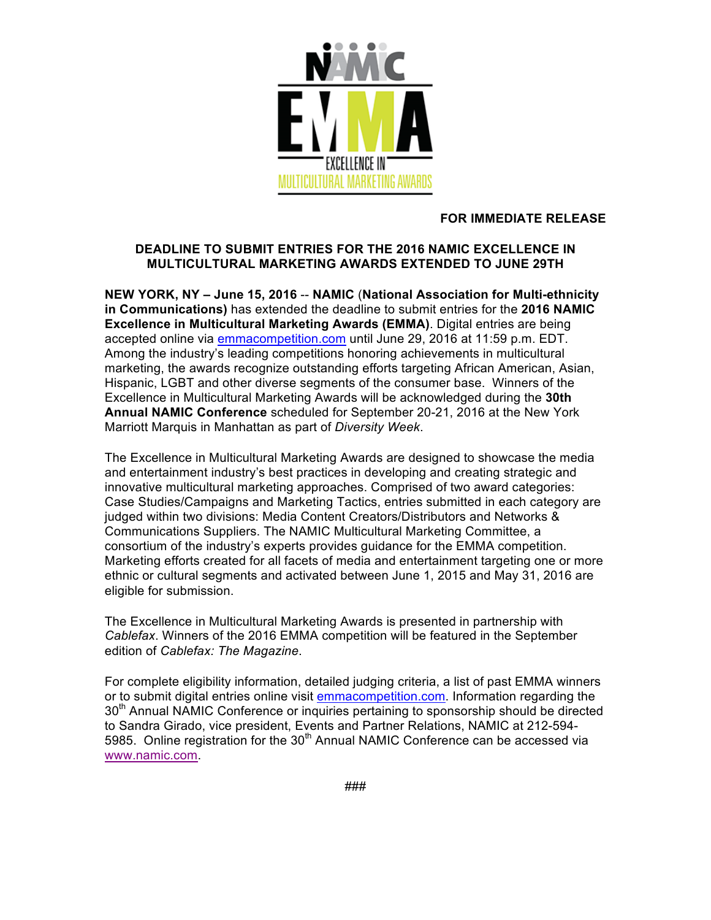NAMIC

EMMA

EXCELLENCE IN MULTICULTURAL MARKETING AWARDS

**FOR IMMEDIATE RELEASE**

**DEADLINE TO SUBMIT ENTRIES FOR THE 2016 NAMIC EXCELLENCE IN MULTICULTURAL MARKETING AWARDS EXTENDED TO JUNE 29TH**

**NEW YORK, NY – June 15, 2016** -- **NAMIC** (**National Association for Multi-ethnicity in Communications)** has extended the deadline to submit entries for the **2016 NAMIC Excellence in Multicultural Marketing Awards (EMMA)**. Digital entries are being accepted online via emmacompetition.com until June 29, 2016 at 11:59 p.m. EDT. Among the industry's leading competitions honoring achievements in multicultural marketing, the awards recognize outstanding efforts targeting African American, Asian, Hispanic, LGBT and other diverse segments of the consumer base. Winners of the Excellence in Multicultural Marketing Awards will be acknowledged during the **30th Annual NAMIC Conference** scheduled for September 20-21, 2016 at the New York Marriott Marquis in Manhattan as part of *Diversity Week*.

The Excellence in Multicultural Marketing Awards are designed to showcase the media and entertainment industry's best practices in developing and creating strategic and innovative multicultural marketing approaches. Comprised of two award categories: Case Studies/Campaigns and Marketing Tactics, entries submitted in each category are judged within two divisions: Media Content Creators/Distributors and Networks & Communications Suppliers. The NAMIC Multicultural Marketing Committee, a consortium of the industry's experts provides guidance for the EMMA competition. Marketing efforts created for all facets of media and entertainment targeting one or more ethnic or cultural segments and activated between June 1, 2015 and May 31, 2016 are eligible for submission.

The Excellence in Multicultural Marketing Awards is presented in partnership with *Cablefax*. Winners of the 2016 EMMA competition will be featured in the September edition of *Cablefax: The Magazine*.

For complete eligibility information, detailed judging criteria, a list of past EMMA winners or to submit digital entries online visit emmacompetition.com. Information regarding the 30th Annual NAMIC Conference or inquiries pertaining to sponsorship should be directed to Sandra Girado, vice president, Events and Partner Relations, NAMIC at 212-594-5985. Online registration for the 30th Annual NAMIC Conference can be accessed via www.namic.com.

###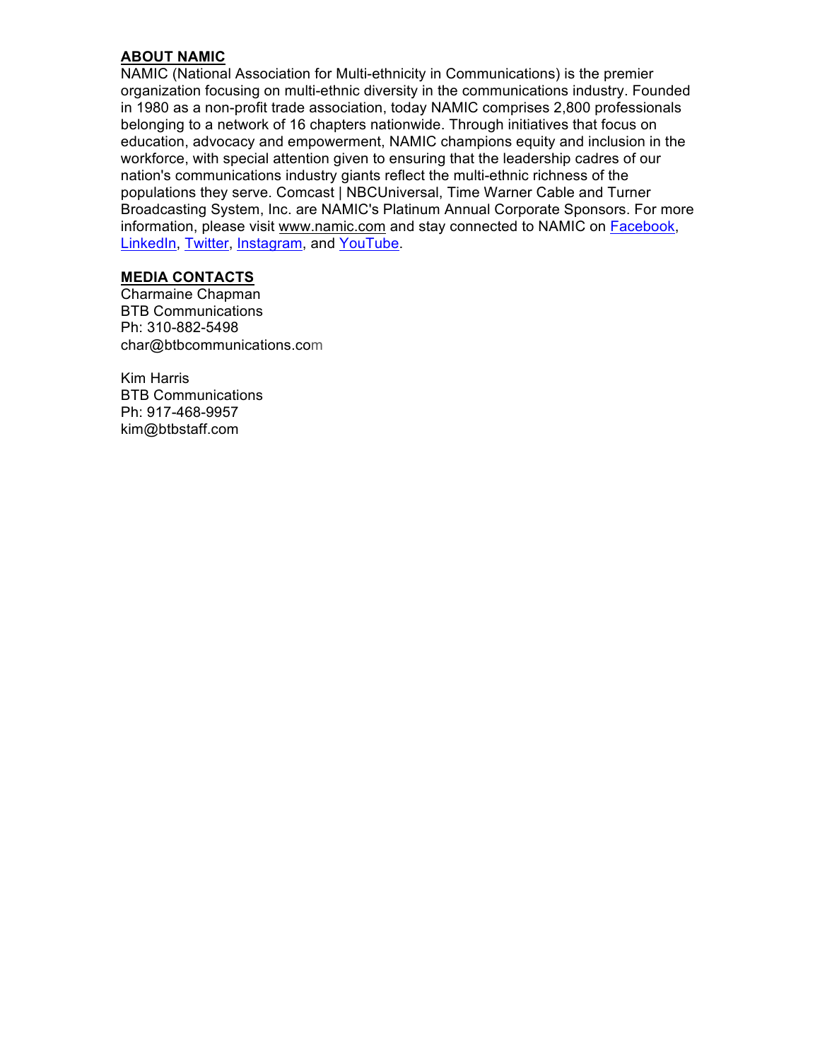**ABOUT NAMIC**

NAMIC (National Association for Multi-ethnicity in Communications) is the premier organization focusing on multi-ethnic diversity in the communications industry. Founded in 1980 as a non-profit trade association, today NAMIC comprises 2,800 professionals belonging to a network of 16 chapters nationwide. Through initiatives that focus on education, advocacy and empowerment, NAMIC champions equity and inclusion in the workforce, with special attention given to ensuring that the leadership cadres of our nation's communications industry giants reflect the multi-ethnic richness of the populations they serve. Comcast | NBCUniversal, Time Warner Cable and Turner Broadcasting System, Inc. are NAMIC's Platinum Annual Corporate Sponsors. For more information, please visit www.namic.com and stay connected to NAMIC on Facebook, LinkedIn, Twitter, Instagram, and YouTube.

**MEDIA CONTACTS**

Charmaine Chapman
BTB Communications
Ph: 310-882-5498
char@btbcommunications.com

Kim Harris
BTB Communications
Ph: 917-468-9957
kim@btbstaff.com